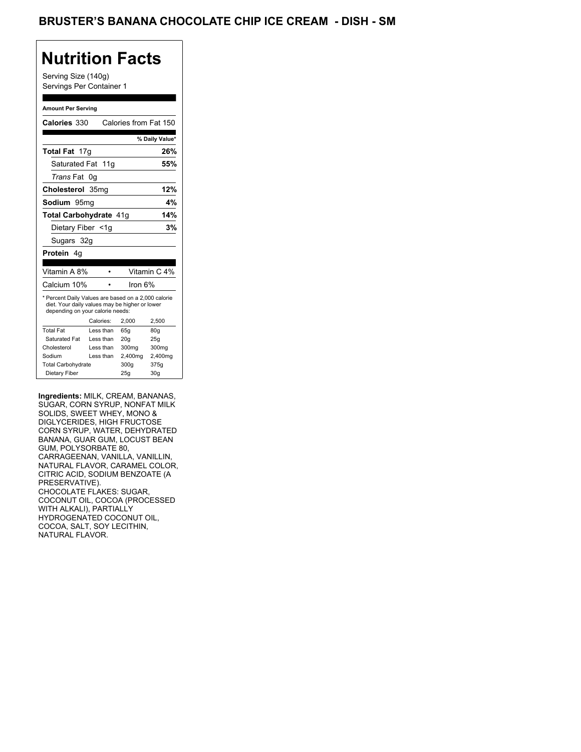# BRUSTER'S BANANA CHOCOLATE CHIP ICE CREAM - DISH - SM

## Nutrition Facts

Serving Size (140g)
Servings Per Container 1

**Amount Per Serving**

**Calories** 330 Calories from Fat 150

| | % Daily Value* |
|---|---|
| **Total Fat** 17g | **26%** |
| Saturated Fat 11g | **55%** |
| *Trans* Fat 0g | |
| **Cholesterol** 35mg | **12%** |
| **Sodium** 95mg | **4%** |
| **Total Carbohydrate** 41g | **14%** |
| Dietary Fiber <1g | **3%** |
| Sugars 32g | |
| **Protein** 4g | |

| | |
|---|---|
| Vitamin A 8% | Vitamin C 4% |
| Calcium 10% | Iron 6% |

* Percent Daily Values are based on a 2,000 calorie diet. Your daily values may be higher or lower depending on your calorie needs:

| | Calories: | 2,000 | 2,500 |
|---|---|---|---|
| Total Fat | Less than | 65g | 80g |
| Saturated Fat | Less than | 20g | 25g |
| Cholesterol | Less than | 300mg | 300mg |
| Sodium | Less than | 2,400mg | 2,400mg |
| Total Carbohydrate | | 300g | 375g |
| Dietary Fiber | | 25g | 30g |

**Ingredients:** MILK, CREAM, BANANAS, SUGAR, CORN SYRUP, NONFAT MILK SOLIDS, SWEET WHEY, MONO & DIGLYCERIDES, HIGH FRUCTOSE CORN SYRUP, WATER, DEHYDRATED BANANA, GUAR GUM, LOCUST BEAN GUM, POLYSORBATE 80, CARRAGEENAN, VANILLA, VANILLIN, NATURAL FLAVOR, CARAMEL COLOR, CITRIC ACID, SODIUM BENZOATE (A PRESERVATIVE).
CHOCOLATE FLAKES: SUGAR, COCONUT OIL, COCOA (PROCESSED WITH ALKALI), PARTIALLY HYDROGENATED COCONUT OIL, COCOA, SALT, SOY LECITHIN, NATURAL FLAVOR.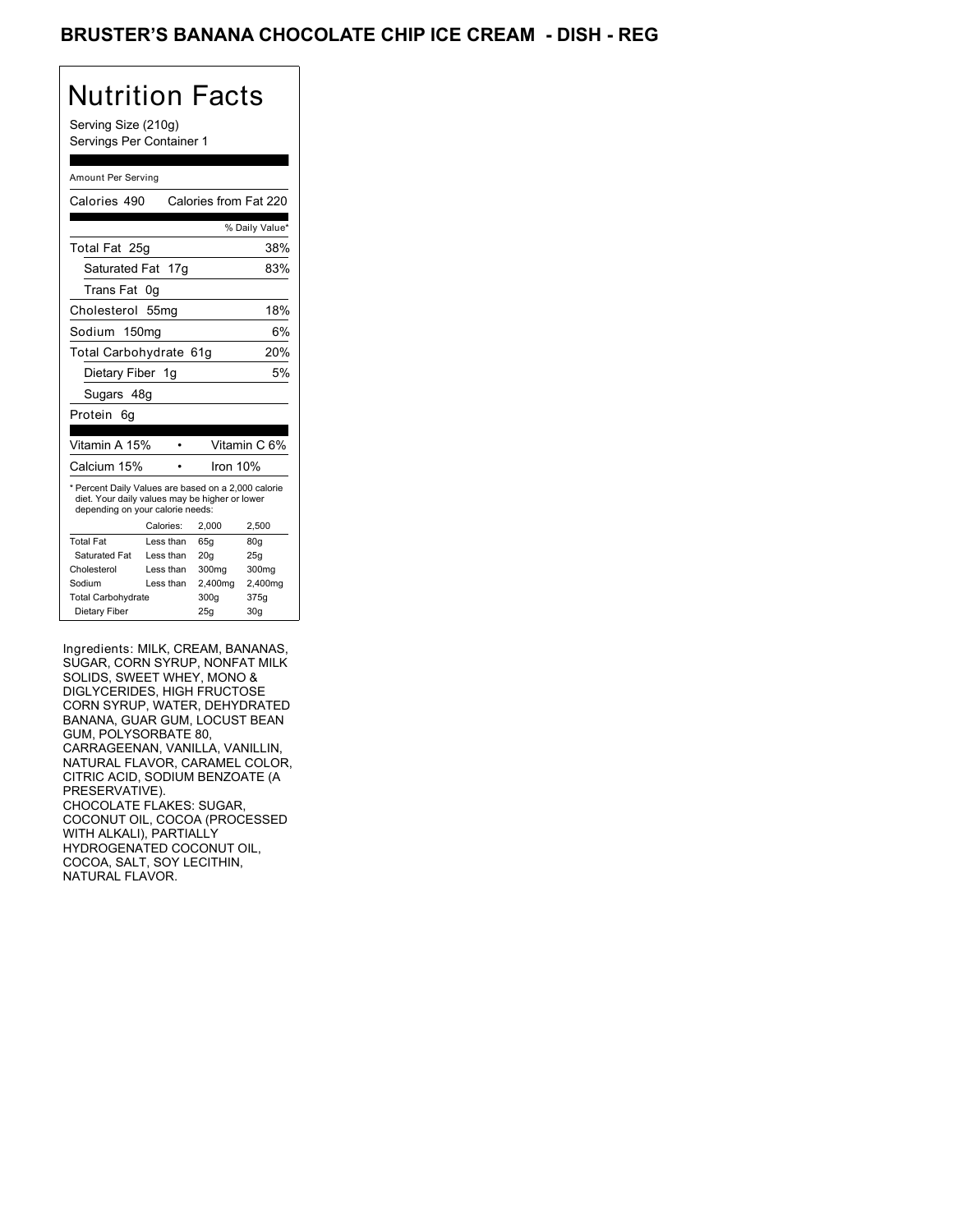# BRUSTER'S BANANA CHOCOLATE CHIP ICE CREAM - DISH - REG

## Nutrition Facts

Serving Size (210g)
Servings Per Container 1

Amount Per Serving

Calories 490 Calories from Fat 220

| | % Daily Value* |
|---|---|
| Total Fat 25g | 38% |
| Saturated Fat 17g | 83% |
| Trans Fat 0g | |
| Cholesterol 55mg | 18% |
| Sodium 150mg | 6% |
| Total Carbohydrate 61g | 20% |
| Dietary Fiber 1g | 5% |
| Sugars 48g | |
| Protein 6g | |

| | |
|---|---|
| Vitamin A 15% | Vitamin C 6% |
| Calcium 15% | Iron 10% |

* Percent Daily Values are based on a 2,000 calorie diet. Your daily values may be higher or lower depending on your calorie needs:

| | Calories: | 2,000 | 2,500 |
|---|---|---|---|
| Total Fat | Less than | 65g | 80g |
| Saturated Fat | Less than | 20g | 25g |
| Cholesterol | Less than | 300mg | 300mg |
| Sodium | Less than | 2,400mg | 2,400mg |
| Total Carbohydrate | | 300g | 375g |
| Dietary Fiber | | 25g | 30g |

Ingredients: MILK, CREAM, BANANAS, SUGAR, CORN SYRUP, NONFAT MILK SOLIDS, SWEET WHEY, MONO & DIGLYCERIDES, HIGH FRUCTOSE CORN SYRUP, WATER, DEHYDRATED BANANA, GUAR GUM, LOCUST BEAN GUM, POLYSORBATE 80, CARRAGEENAN, VANILLA, VANILLIN, NATURAL FLAVOR, CARAMEL COLOR, CITRIC ACID, SODIUM BENZOATE (A PRESERVATIVE).
CHOCOLATE FLAKES: SUGAR, COCONUT OIL, COCOA (PROCESSED WITH ALKALI), PARTIALLY HYDROGENATED COCONUT OIL, COCOA, SALT, SOY LECITHIN, NATURAL FLAVOR.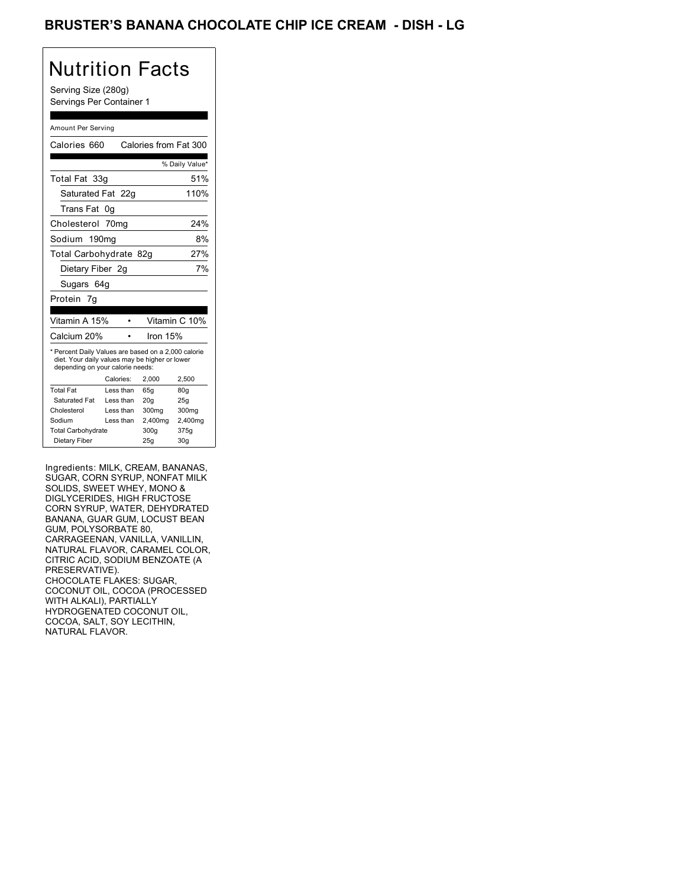## BRUSTER'S BANANA CHOCOLATE CHIP ICE CREAM - DISH - LG

# Nutrition Facts

Serving Size (280g)
Servings Per Container 1

Amount Per Serving

Calories 660 Calories from Fat 300

| | % Daily Value* |
|---|---|
| Total Fat 33g | 51% |
| Saturated Fat 22g | 110% |
| Trans Fat 0g | |
| Cholesterol 70mg | 24% |
| Sodium 190mg | 8% |
| Total Carbohydrate 82g | 27% |
| Dietary Fiber 2g | 7% |
| Sugars 64g | |
| Protein 7g | |

| | |
|---|---|
| Vitamin A 15% | Vitamin C 10% |
| Calcium 20% | Iron 15% |

* Percent Daily Values are based on a 2,000 calorie diet. Your daily values may be higher or lower depending on your calorie needs:

| | Calories: | 2,000 | 2,500 |
|---|---|---|---|
| Total Fat | Less than | 65g | 80g |
| Saturated Fat | Less than | 20g | 25g |
| Cholesterol | Less than | 300mg | 300mg |
| Sodium | Less than | 2,400mg | 2,400mg |
| Total Carbohydrate | | 300g | 375g |
| Dietary Fiber | | 25g | 30g |

Ingredients: MILK, CREAM, BANANAS, SUGAR, CORN SYRUP, NONFAT MILK SOLIDS, SWEET WHEY, MONO & DIGLYCERIDES, HIGH FRUCTOSE CORN SYRUP, WATER, DEHYDRATED BANANA, GUAR GUM, LOCUST BEAN GUM, POLYSORBATE 80, CARRAGEENAN, VANILLA, VANILLIN, NATURAL FLAVOR, CARAMEL COLOR, CITRIC ACID, SODIUM BENZOATE (A PRESERVATIVE).
CHOCOLATE FLAKES: SUGAR, COCONUT OIL, COCOA (PROCESSED WITH ALKALI), PARTIALLY HYDROGENATED COCONUT OIL, COCOA, SALT, SOY LECITHIN, NATURAL FLAVOR.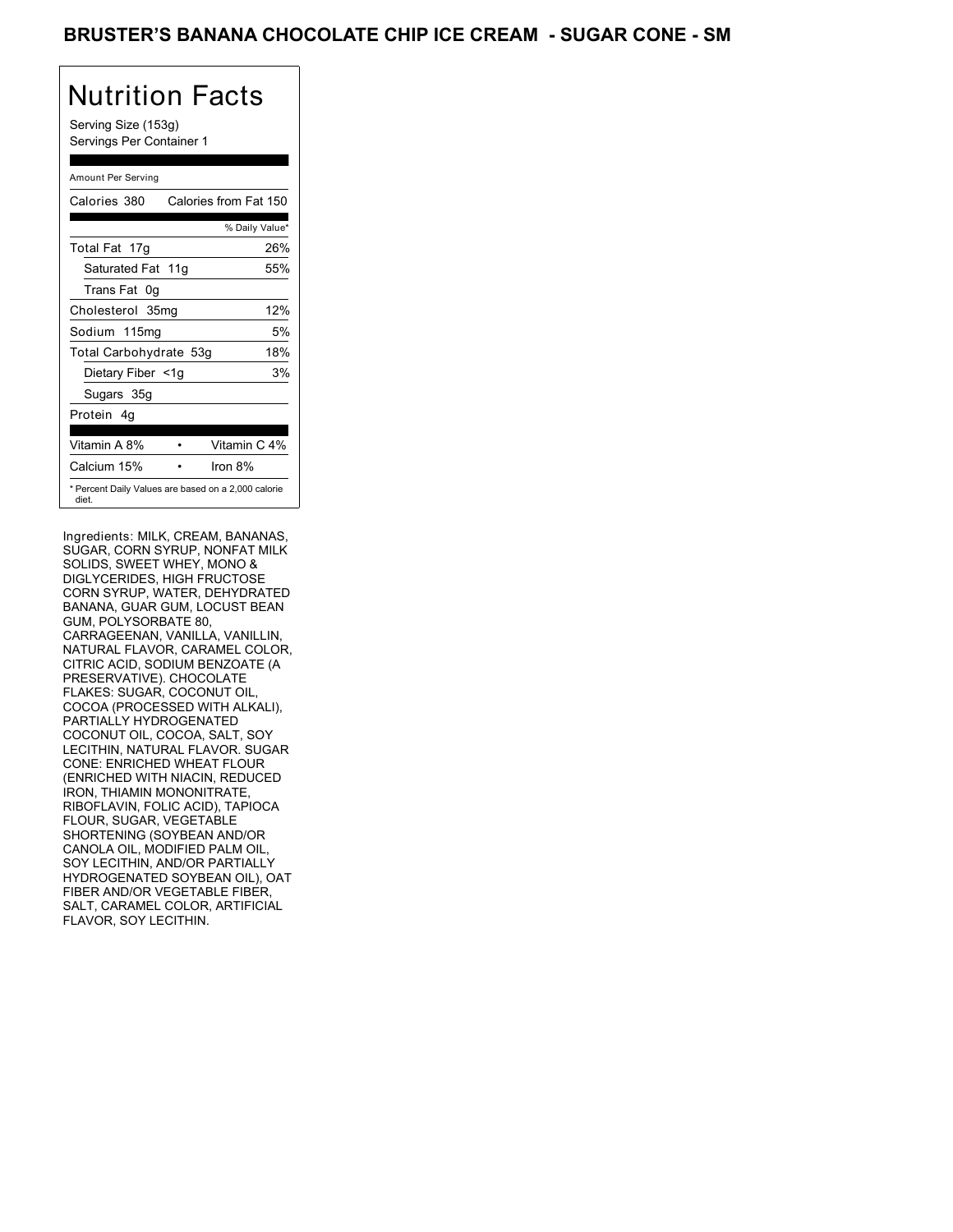# BRUSTER'S BANANA CHOCOLATE CHIP ICE CREAM - SUGAR CONE - SM

## Nutrition Facts

Serving Size (153g)
Servings Per Container 1

Amount Per Serving

| Calories 380 | Calories from Fat 150 |
|---|---|
| | % Daily Value* |
| Total Fat 17g | 26% |
| Saturated Fat 11g | 55% |
| Trans Fat 0g | |
| Cholesterol 35mg | 12% |
| Sodium 115mg | 5% |
| Total Carbohydrate 53g | 18% |
| Dietary Fiber <1g | 3% |
| Sugars 35g | |
| Protein 4g | |

| Vitamin A 8% | • | Vitamin C 4% |
|---|---|---|
| Calcium 15% | • | Iron 8% |

* Percent Daily Values are based on a 2,000 calorie diet.

Ingredients: MILK, CREAM, BANANAS, SUGAR, CORN SYRUP, NONFAT MILK SOLIDS, SWEET WHEY, MONO & DIGLYCERIDES, HIGH FRUCTOSE CORN SYRUP, WATER, DEHYDRATED BANANA, GUAR GUM, LOCUST BEAN GUM, POLYSORBATE 80, CARRAGEENAN, VANILLA, VANILLIN, NATURAL FLAVOR, CARAMEL COLOR, CITRIC ACID, SODIUM BENZOATE (A PRESERVATIVE). CHOCOLATE FLAKES: SUGAR, COCONUT OIL, COCOA (PROCESSED WITH ALKALI), PARTIALLY HYDROGENATED COCONUT OIL, COCOA, SALT, SOY LECITHIN, NATURAL FLAVOR. SUGAR CONE: ENRICHED WHEAT FLOUR (ENRICHED WITH NIACIN, REDUCED IRON, THIAMIN MONONITRATE, RIBOFLAVIN, FOLIC ACID), TAPIOCA FLOUR, SUGAR, VEGETABLE SHORTENING (SOYBEAN AND/OR CANOLA OIL, MODIFIED PALM OIL, SOY LECITHIN, AND/OR PARTIALLY HYDROGENATED SOYBEAN OIL), OAT FIBER AND/OR VEGETABLE FIBER, SALT, CARAMEL COLOR, ARTIFICIAL FLAVOR, SOY LECITHIN.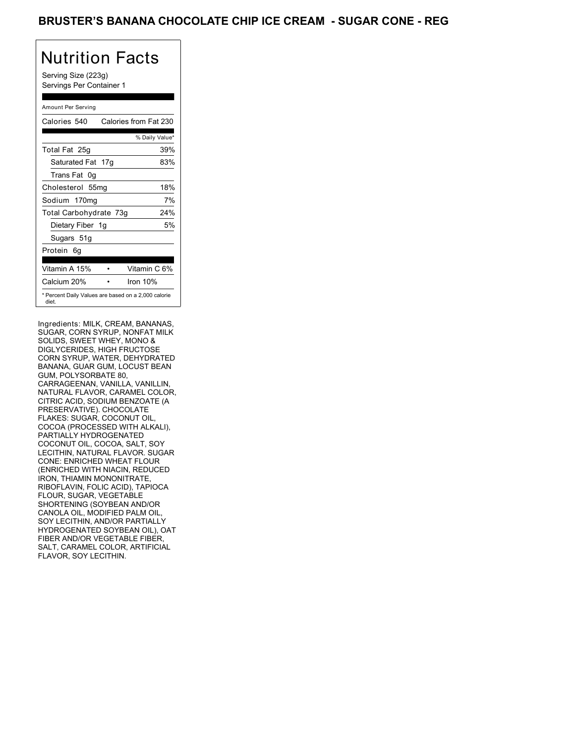# BRUSTER'S BANANA CHOCOLATE CHIP ICE CREAM - SUGAR CONE - REG

## Nutrition Facts

Serving Size (223g)
Servings Per Container 1

| Amount Per Serving | |
|---|---|
| Calories 540 | Calories from Fat 230 |
| | % Daily Value* |
| Total Fat 25g | 39% |
| Saturated Fat 17g | 83% |
| Trans Fat 0g | |
| Cholesterol 55mg | 18% |
| Sodium 170mg | 7% |
| Total Carbohydrate 73g | 24% |
| Dietary Fiber 1g | 5% |
| Sugars 51g | |
| Protein 6g | |
| Vitamin A 15% | Vitamin C 6% |
| Calcium 20% | Iron 10% |

* Percent Daily Values are based on a 2,000 calorie diet.

Ingredients: MILK, CREAM, BANANAS, SUGAR, CORN SYRUP, NONFAT MILK SOLIDS, SWEET WHEY, MONO & DIGLYCERIDES, HIGH FRUCTOSE CORN SYRUP, WATER, DEHYDRATED BANANA, GUAR GUM, LOCUST BEAN GUM, POLYSORBATE 80, CARRAGEENAN, VANILLA, VANILLIN, NATURAL FLAVOR, CARAMEL COLOR, CITRIC ACID, SODIUM BENZOATE (A PRESERVATIVE). CHOCOLATE FLAKES: SUGAR, COCONUT OIL, COCOA (PROCESSED WITH ALKALI), PARTIALLY HYDROGENATED COCONUT OIL, COCOA, SALT, SOY LECITHIN, NATURAL FLAVOR. SUGAR CONE: ENRICHED WHEAT FLOUR (ENRICHED WITH NIACIN, REDUCED IRON, THIAMIN MONONITRATE, RIBOFLAVIN, FOLIC ACID), TAPIOCA FLOUR, SUGAR, VEGETABLE SHORTENING (SOYBEAN AND/OR CANOLA OIL, MODIFIED PALM OIL, SOY LECITHIN, AND/OR PARTIALLY HYDROGENATED SOYBEAN OIL), OAT FIBER AND/OR VEGETABLE FIBER, SALT, CARAMEL COLOR, ARTIFICIAL FLAVOR, SOY LECITHIN.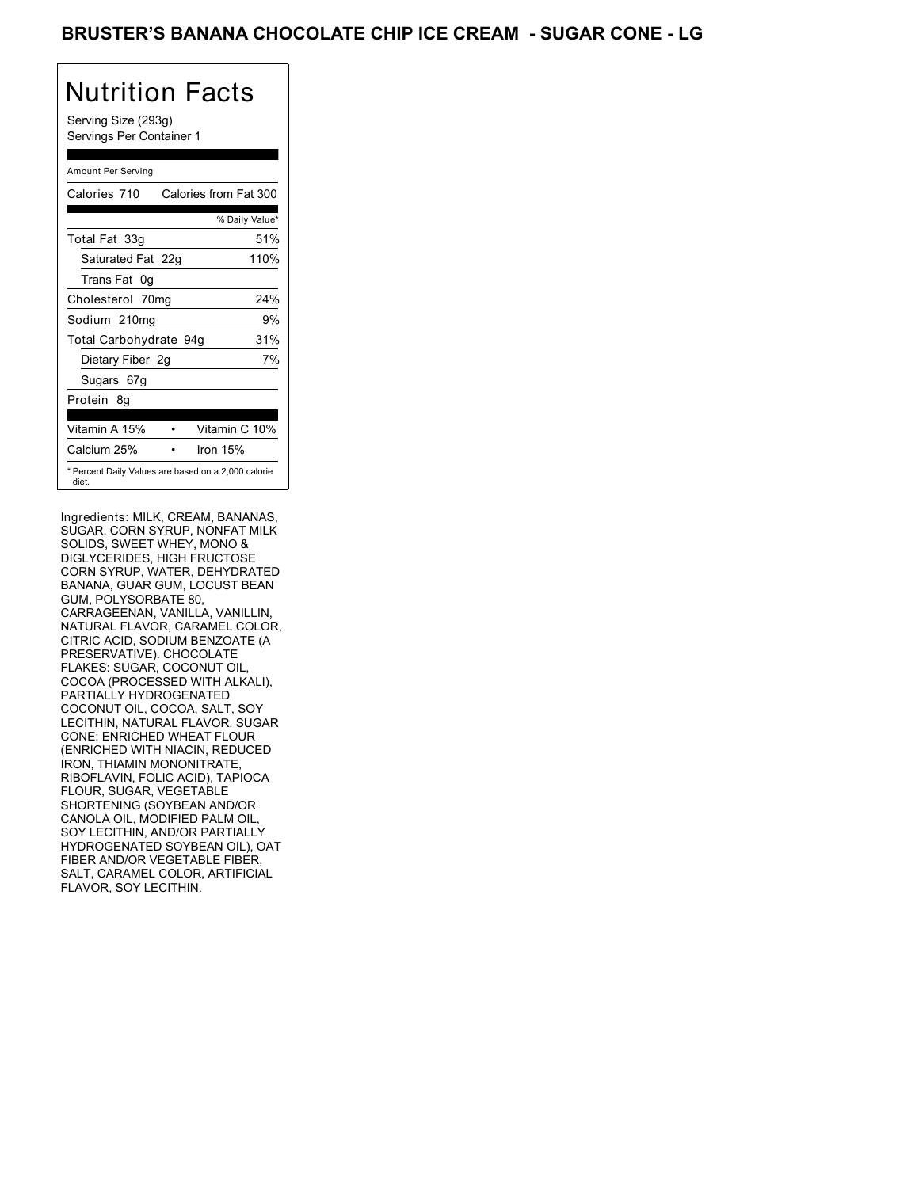# BRUSTER'S BANANA CHOCOLATE CHIP ICE CREAM - SUGAR CONE - LG

## Nutrition Facts

Serving Size (293g)
Servings Per Container 1

| Amount Per Serving | |
|---|---|
| Calories 710 | Calories from Fat 300 |
| | % Daily Value* |
| Total Fat 33g | 51% |
| Saturated Fat 22g | 110% |
| Trans Fat 0g | |
| Cholesterol 70mg | 24% |
| Sodium 210mg | 9% |
| Total Carbohydrate 94g | 31% |
| Dietary Fiber 2g | 7% |
| Sugars 67g | |
| Protein 8g | |
| Vitamin A 15% | Vitamin C 10% |
| Calcium 25% | Iron 15% |

* Percent Daily Values are based on a 2,000 calorie diet.

Ingredients: MILK, CREAM, BANANAS, SUGAR, CORN SYRUP, NONFAT MILK SOLIDS, SWEET WHEY, MONO & DIGLYCERIDES, HIGH FRUCTOSE CORN SYRUP, WATER, DEHYDRATED BANANA, GUAR GUM, LOCUST BEAN GUM, POLYSORBATE 80, CARRAGEENAN, VANILLA, VANILLIN, NATURAL FLAVOR, CARAMEL COLOR, CITRIC ACID, SODIUM BENZOATE (A PRESERVATIVE). CHOCOLATE FLAKES: SUGAR, COCONUT OIL, COCOA (PROCESSED WITH ALKALI), PARTIALLY HYDROGENATED COCONUT OIL, COCOA, SALT, SOY LECITHIN, NATURAL FLAVOR. SUGAR CONE: ENRICHED WHEAT FLOUR (ENRICHED WITH NIACIN, REDUCED IRON, THIAMIN MONONITRATE, RIBOFLAVIN, FOLIC ACID), TAPIOCA FLOUR, SUGAR, VEGETABLE SHORTENING (SOYBEAN AND/OR CANOLA OIL, MODIFIED PALM OIL, SOY LECITHIN, AND/OR PARTIALLY HYDROGENATED SOYBEAN OIL), OAT FIBER AND/OR VEGETABLE FIBER, SALT, CARAMEL COLOR, ARTIFICIAL FLAVOR, SOY LECITHIN.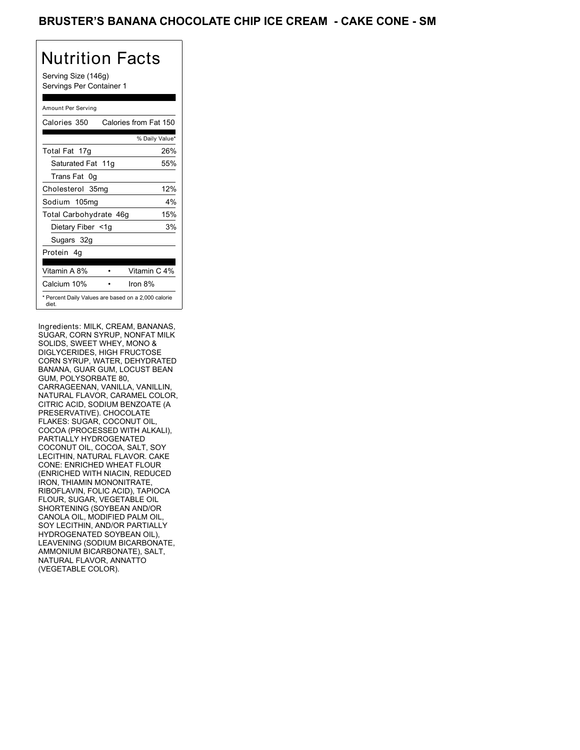# BRUSTER'S BANANA CHOCOLATE CHIP ICE CREAM - CAKE CONE - SM

## Nutrition Facts

Serving Size (146g)
Servings Per Container 1

| Amount Per Serving | |
|---|---|
| Calories 350 | Calories from Fat 150 |
| | % Daily Value* |
| Total Fat 17g | 26% |
| Saturated Fat 11g | 55% |
| Trans Fat 0g | |
| Cholesterol 35mg | 12% |
| Sodium 105mg | 4% |
| Total Carbohydrate 46g | 15% |
| Dietary Fiber <1g | 3% |
| Sugars 32g | |
| Protein 4g | |
| Vitamin A 8% | Vitamin C 4% |
| Calcium 10% | Iron 8% |

* Percent Daily Values are based on a 2,000 calorie diet.

Ingredients: MILK, CREAM, BANANAS, SUGAR, CORN SYRUP, NONFAT MILK SOLIDS, SWEET WHEY, MONO & DIGLYCERIDES, HIGH FRUCTOSE CORN SYRUP, WATER, DEHYDRATED BANANA, GUAR GUM, LOCUST BEAN GUM, POLYSORBATE 80, CARRAGEENAN, VANILLA, VANILLIN, NATURAL FLAVOR, CARAMEL COLOR, CITRIC ACID, SODIUM BENZOATE (A PRESERVATIVE). CHOCOLATE FLAKES: SUGAR, COCONUT OIL, COCOA (PROCESSED WITH ALKALI), PARTIALLY HYDROGENATED COCONUT OIL, COCOA, SALT, SOY LECITHIN, NATURAL FLAVOR. CAKE CONE: ENRICHED WHEAT FLOUR (ENRICHED WITH NIACIN, REDUCED IRON, THIAMIN MONONITRATE, RIBOFLAVIN, FOLIC ACID), TAPIOCA FLOUR, SUGAR, VEGETABLE OIL SHORTENING (SOYBEAN AND/OR CANOLA OIL, MODIFIED PALM OIL, SOY LECITHIN, AND/OR PARTIALLY HYDROGENATED SOYBEAN OIL), LEAVENING (SODIUM BICARBONATE, AMMONIUM BICARBONATE), SALT, NATURAL FLAVOR, ANNATTO (VEGETABLE COLOR).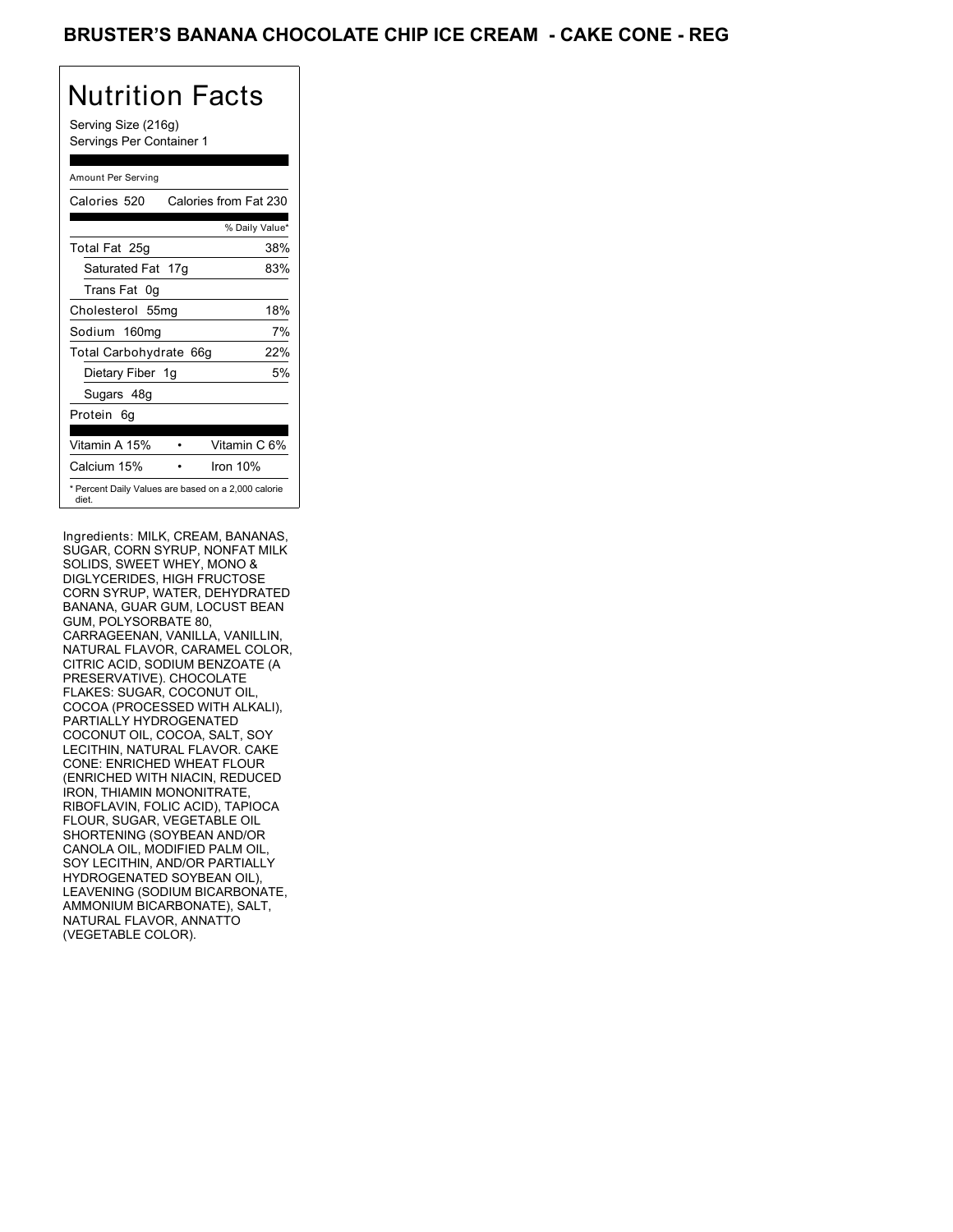# BRUSTER'S BANANA CHOCOLATE CHIP ICE CREAM - CAKE CONE - REG

## Nutrition Facts

Serving Size (216g)
Servings Per Container 1

| Amount Per Serving | |
|---|---|
| Calories 520 | Calories from Fat 230 |
| | % Daily Value* |
| Total Fat 25g | 38% |
| Saturated Fat 17g | 83% |
| Trans Fat 0g | |
| Cholesterol 55mg | 18% |
| Sodium 160mg | 7% |
| Total Carbohydrate 66g | 22% |
| Dietary Fiber 1g | 5% |
| Sugars 48g | |
| Protein 6g | |
| Vitamin A 15% | Vitamin C 6% |
| Calcium 15% | Iron 10% |

* Percent Daily Values are based on a 2,000 calorie diet.

Ingredients: MILK, CREAM, BANANAS, SUGAR, CORN SYRUP, NONFAT MILK SOLIDS, SWEET WHEY, MONO & DIGLYCERIDES, HIGH FRUCTOSE CORN SYRUP, WATER, DEHYDRATED BANANA, GUAR GUM, LOCUST BEAN GUM, POLYSORBATE 80, CARRAGEENAN, VANILLA, VANILLIN, NATURAL FLAVOR, CARAMEL COLOR, CITRIC ACID, SODIUM BENZOATE (A PRESERVATIVE). CHOCOLATE FLAKES: SUGAR, COCONUT OIL, COCOA (PROCESSED WITH ALKALI), PARTIALLY HYDROGENATED COCONUT OIL, COCOA, SALT, SOY LECITHIN, NATURAL FLAVOR. CAKE CONE: ENRICHED WHEAT FLOUR (ENRICHED WITH NIACIN, REDUCED IRON, THIAMIN MONONITRATE, RIBOFLAVIN, FOLIC ACID), TAPIOCA FLOUR, SUGAR, VEGETABLE OIL SHORTENING (SOYBEAN AND/OR CANOLA OIL, MODIFIED PALM OIL, SOY LECITHIN, AND/OR PARTIALLY HYDROGENATED SOYBEAN OIL), LEAVENING (SODIUM BICARBONATE, AMMONIUM BICARBONATE), SALT, NATURAL FLAVOR, ANNATTO (VEGETABLE COLOR).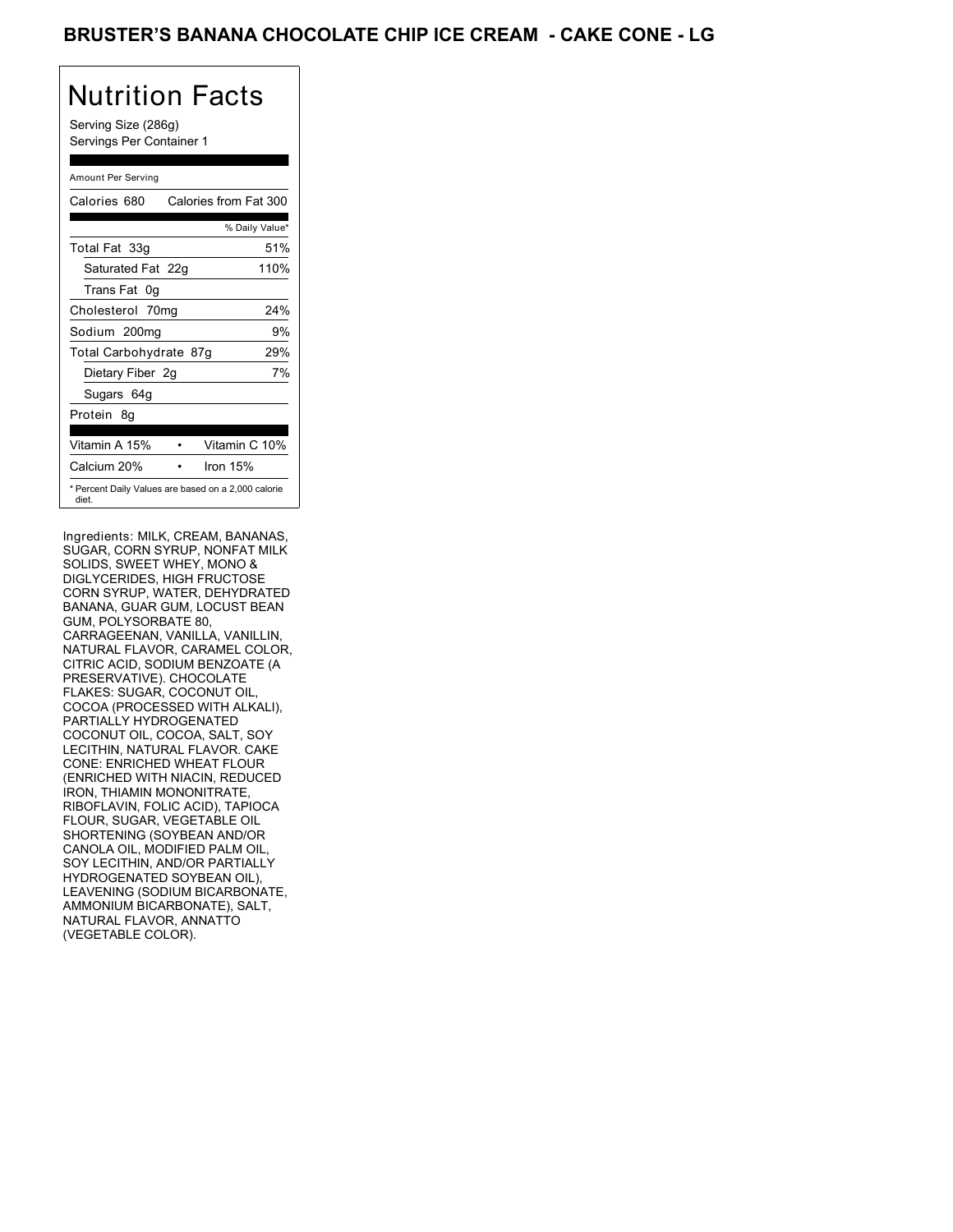# BRUSTER'S BANANA CHOCOLATE CHIP ICE CREAM - CAKE CONE - LG

## Nutrition Facts

Serving Size (286g)
Servings Per Container 1

Amount Per Serving

| Calories 680 | Calories from Fat 300 |
|---|---|
| | % Daily Value* |
| Total Fat 33g | 51% |
| Saturated Fat 22g | 110% |
| Trans Fat 0g | |
| Cholesterol 70mg | 24% |
| Sodium 200mg | 9% |
| Total Carbohydrate 87g | 29% |
| Dietary Fiber 2g | 7% |
| Sugars 64g | |
| Protein 8g | |

| | |
|---|---|
| Vitamin A 15% | Vitamin C 10% |
| Calcium 20% | Iron 15% |

* Percent Daily Values are based on a 2,000 calorie diet.

Ingredients: MILK, CREAM, BANANAS, SUGAR, CORN SYRUP, NONFAT MILK SOLIDS, SWEET WHEY, MONO & DIGLYCERIDES, HIGH FRUCTOSE CORN SYRUP, WATER, DEHYDRATED BANANA, GUAR GUM, LOCUST BEAN GUM, POLYSORBATE 80, CARRAGEENAN, VANILLA, VANILLIN, NATURAL FLAVOR, CARAMEL COLOR, CITRIC ACID, SODIUM BENZOATE (A PRESERVATIVE). CHOCOLATE FLAKES: SUGAR, COCONUT OIL, COCOA (PROCESSED WITH ALKALI), PARTIALLY HYDROGENATED COCONUT OIL, COCOA, SALT, SOY LECITHIN, NATURAL FLAVOR. CAKE CONE: ENRICHED WHEAT FLOUR (ENRICHED WITH NIACIN, REDUCED IRON, THIAMIN MONONITRATE, RIBOFLAVIN, FOLIC ACID), TAPIOCA FLOUR, SUGAR, VEGETABLE OIL SHORTENING (SOYBEAN AND/OR CANOLA OIL, MODIFIED PALM OIL, SOY LECITHIN, AND/OR PARTIALLY HYDROGENATED SOYBEAN OIL), LEAVENING (SODIUM BICARBONATE, AMMONIUM BICARBONATE), SALT, NATURAL FLAVOR, ANNATTO (VEGETABLE COLOR).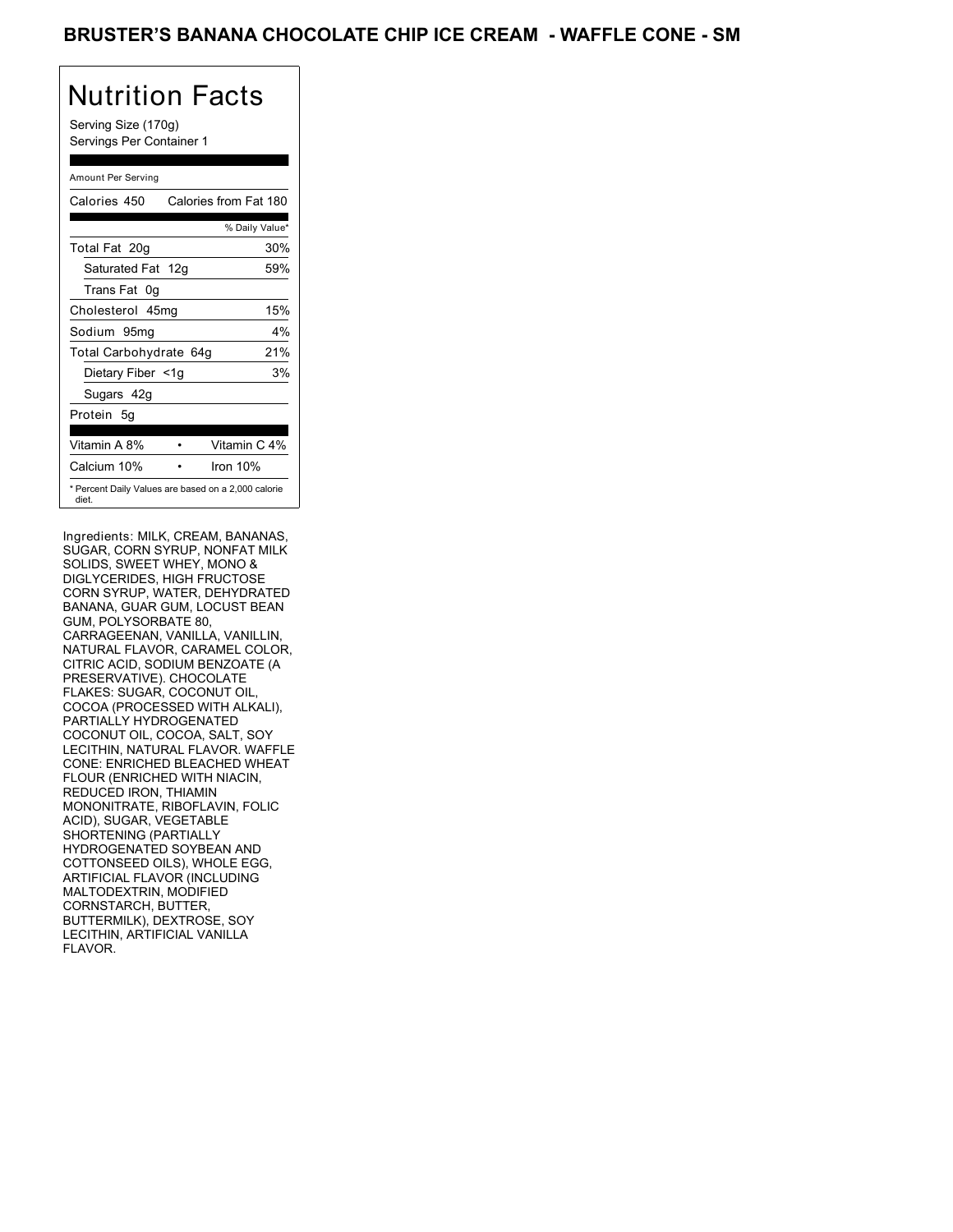## BRUSTER'S BANANA CHOCOLATE CHIP ICE CREAM - WAFFLE CONE - SM

# Nutrition Facts

Serving Size (170g)
Servings Per Container 1

Amount Per Serving

| Calories 450 | Calories from Fat 180 |
| --- | --- |
| | % Daily Value* |
| Total Fat 20g | 30% |
| Saturated Fat 12g | 59% |
| Trans Fat 0g | |
| Cholesterol 45mg | 15% |
| Sodium 95mg | 4% |
| Total Carbohydrate 64g | 21% |
| Dietary Fiber <1g | 3% |
| Sugars 42g | |
| Protein 5g | |
| Vitamin A 8% | Vitamin C 4% |
| Calcium 10% | Iron 10% |

* Percent Daily Values are based on a 2,000 calorie diet.

Ingredients: MILK, CREAM, BANANAS, SUGAR, CORN SYRUP, NONFAT MILK SOLIDS, SWEET WHEY, MONO & DIGLYCERIDES, HIGH FRUCTOSE CORN SYRUP, WATER, DEHYDRATED BANANA, GUAR GUM, LOCUST BEAN GUM, POLYSORBATE 80, CARRAGEENAN, VANILLA, VANILLIN, NATURAL FLAVOR, CARAMEL COLOR, CITRIC ACID, SODIUM BENZOATE (A PRESERVATIVE). CHOCOLATE FLAKES: SUGAR, COCONUT OIL, COCOA (PROCESSED WITH ALKALI), PARTIALLY HYDROGENATED COCONUT OIL, COCOA, SALT, SOY LECITHIN, NATURAL FLAVOR. WAFFLE CONE: ENRICHED BLEACHED WHEAT FLOUR (ENRICHED WITH NIACIN, REDUCED IRON, THIAMIN MONONITRATE, RIBOFLAVIN, FOLIC ACID), SUGAR, VEGETABLE SHORTENING (PARTIALLY HYDROGENATED SOYBEAN AND COTTONSEED OILS), WHOLE EGG, ARTIFICIAL FLAVOR (INCLUDING MALTODEXTRIN, MODIFIED CORNSTARCH, BUTTER, BUTTERMILK), DEXTROSE, SOY LECITHIN, ARTIFICIAL VANILLA FLAVOR.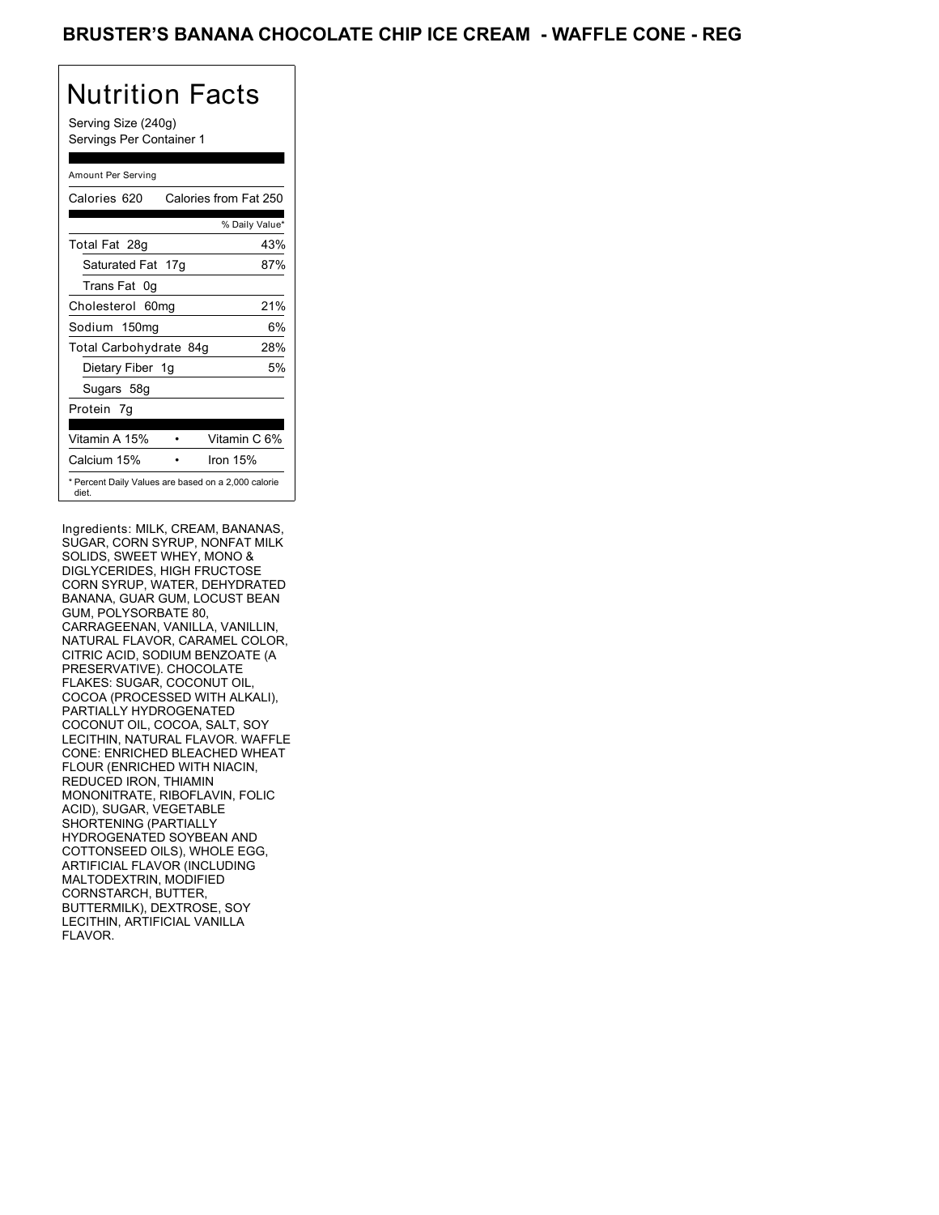# BRUSTER'S BANANA CHOCOLATE CHIP ICE CREAM - WAFFLE CONE - REG

## Nutrition Facts

Serving Size (240g)
Servings Per Container 1

Amount Per Serving

| Calories 620 | Calories from Fat 250 |
|---|---|
| | % Daily Value* |
| Total Fat 28g | 43% |
| Saturated Fat 17g | 87% |
| Trans Fat 0g | |
| Cholesterol 60mg | 21% |
| Sodium 150mg | 6% |
| Total Carbohydrate 84g | 28% |
| Dietary Fiber 1g | 5% |
| Sugars 58g | |
| Protein 7g | |

| | | |
|---|---|---|
| Vitamin A 15% | • | Vitamin C 6% |
| Calcium 15% | • | Iron 15% |

* Percent Daily Values are based on a 2,000 calorie diet.

Ingredients: MILK, CREAM, BANANAS, SUGAR, CORN SYRUP, NONFAT MILK SOLIDS, SWEET WHEY, MONO & DIGLYCERIDES, HIGH FRUCTOSE CORN SYRUP, WATER, DEHYDRATED BANANA, GUAR GUM, LOCUST BEAN GUM, POLYSORBATE 80, CARRAGEENAN, VANILLA, VANILLIN, NATURAL FLAVOR, CARAMEL COLOR, CITRIC ACID, SODIUM BENZOATE (A PRESERVATIVE). CHOCOLATE FLAKES: SUGAR, COCONUT OIL, COCOA (PROCESSED WITH ALKALI), PARTIALLY HYDROGENATED COCONUT OIL, COCOA, SALT, SOY LECITHIN, NATURAL FLAVOR. WAFFLE CONE: ENRICHED BLEACHED WHEAT FLOUR (ENRICHED WITH NIACIN, REDUCED IRON, THIAMIN MONONITRATE, RIBOFLAVIN, FOLIC ACID), SUGAR, VEGETABLE SHORTENING (PARTIALLY HYDROGENATED SOYBEAN AND COTTONSEED OILS), WHOLE EGG, ARTIFICIAL FLAVOR (INCLUDING MALTODEXTRIN, MODIFIED CORNSTARCH, BUTTER, BUTTERMILK), DEXTROSE, SOY LECITHIN, ARTIFICIAL VANILLA FLAVOR.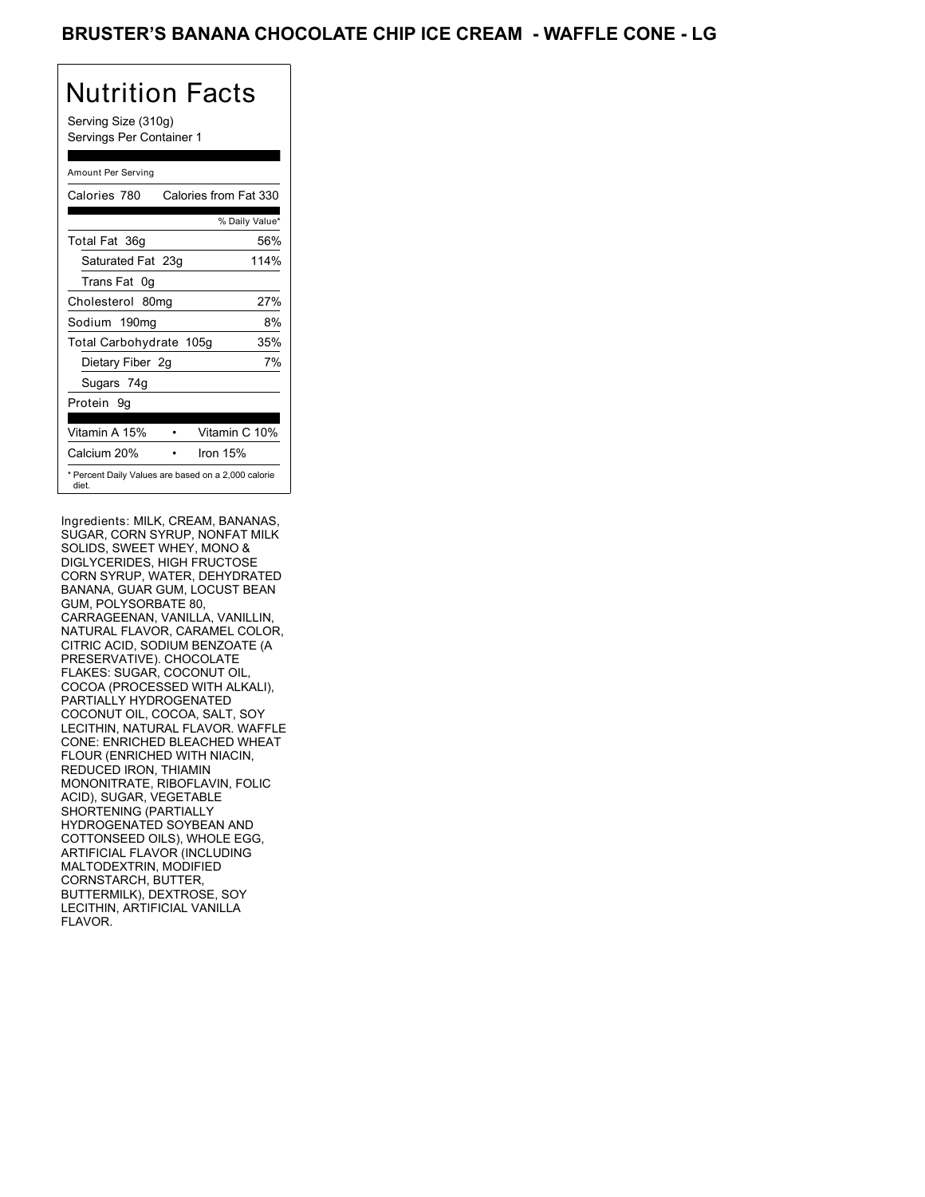# BRUSTER'S BANANA CHOCOLATE CHIP ICE CREAM - WAFFLE CONE - LG

## Nutrition Facts

Serving Size (310g)
Servings Per Container 1

Amount Per Serving

| | |
|---|---|
| Calories 780 | Calories from Fat 330 |
| | % Daily Value* |
| Total Fat 36g | 56% |
| Saturated Fat 23g | 114% |
| Trans Fat 0g | |
| Cholesterol 80mg | 27% |
| Sodium 190mg | 8% |
| Total Carbohydrate 105g | 35% |
| Dietary Fiber 2g | 7% |
| Sugars 74g | |
| Protein 9g | |
| Vitamin A 15% | Vitamin C 10% |
| Calcium 20% | Iron 15% |

* Percent Daily Values are based on a 2,000 calorie diet.

Ingredients: MILK, CREAM, BANANAS, SUGAR, CORN SYRUP, NONFAT MILK SOLIDS, SWEET WHEY, MONO & DIGLYCERIDES, HIGH FRUCTOSE CORN SYRUP, WATER, DEHYDRATED BANANA, GUAR GUM, LOCUST BEAN GUM, POLYSORBATE 80, CARRAGEENAN, VANILLA, VANILLIN, NATURAL FLAVOR, CARAMEL COLOR, CITRIC ACID, SODIUM BENZOATE (A PRESERVATIVE). CHOCOLATE FLAKES: SUGAR, COCONUT OIL, COCOA (PROCESSED WITH ALKALI), PARTIALLY HYDROGENATED COCONUT OIL, COCOA, SALT, SOY LECITHIN, NATURAL FLAVOR. WAFFLE CONE: ENRICHED BLEACHED WHEAT FLOUR (ENRICHED WITH NIACIN, REDUCED IRON, THIAMIN MONONITRATE, RIBOFLAVIN, FOLIC ACID), SUGAR, VEGETABLE SHORTENING (PARTIALLY HYDROGENATED SOYBEAN AND COTTONSEED OILS), WHOLE EGG, ARTIFICIAL FLAVOR (INCLUDING MALTODEXTRIN, MODIFIED CORNSTARCH, BUTTER, BUTTERMILK), DEXTROSE, SOY LECITHIN, ARTIFICIAL VANILLA FLAVOR.